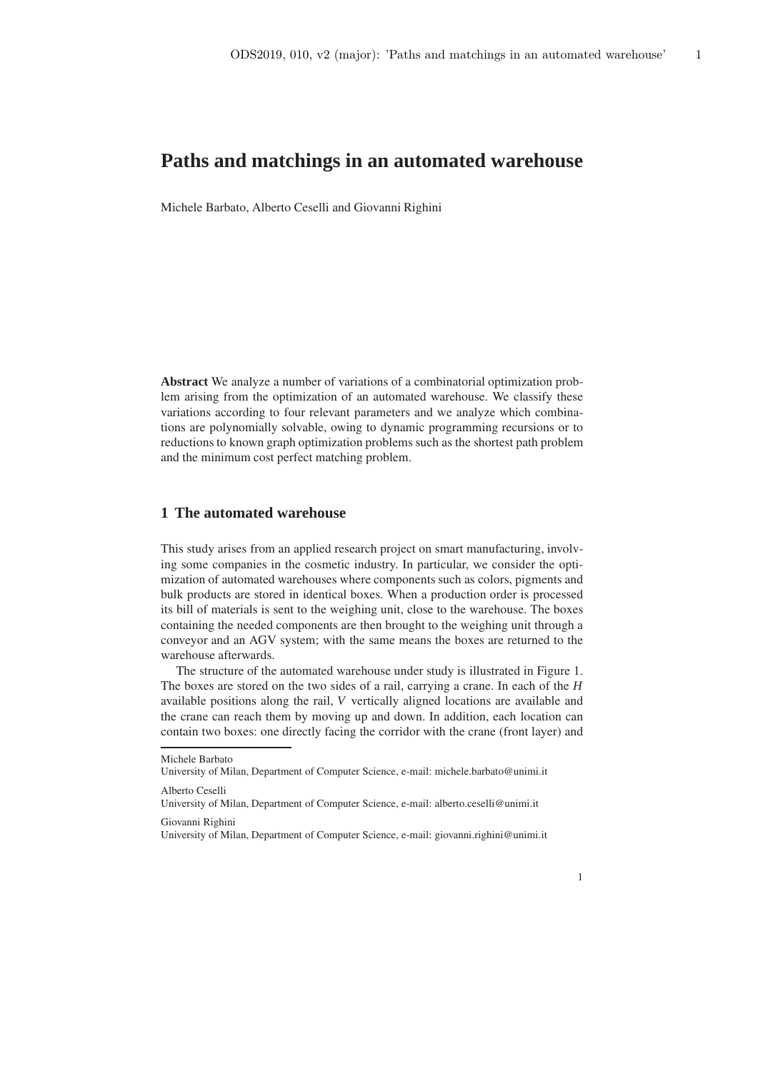# Paths and matchings in an automated warehouse

Michele Barbato, Alberto Ceselli and Giovanni Righini

**Abstract** We analyze a number of variations of a combinatorial optimization problem arising from the optimization of an automated warehouse. We classify these variations according to four relevant parameters and we analyze which combinations are polynomially solvable, owing to dynamic programming recursions or to reductions to known graph optimization problems such as the shortest path problem and the minimum cost perfect matching problem.

## 1 The automated warehouse

This study arises from an applied research project on smart manufacturing, involving some companies in the cosmetic industry. In particular, we consider the optimization of automated warehouses where components such as colors, pigments and bulk products are stored in identical boxes. When a production order is processed its bill of materials is sent to the weighing unit, close to the warehouse. The boxes containing the needed components are then brought to the weighing unit through a conveyor and an AGV system; with the same means the boxes are returned to the warehouse afterwards.

The structure of the automated warehouse under study is illustrated in Figure 1. The boxes are stored on the two sides of a rail, carrying a crane. In each of the $H$ available positions along the rail, $V$ vertically aligned locations are available and the crane can reach them by moving up and down. In addition, each location can contain two boxes: one directly facing the corridor with the crane (front layer) and

Michele Barbato
University of Milan, Department of Computer Science, e-mail: michele.barbato@unimi.it

Alberto Ceselli
University of Milan, Department of Computer Science, e-mail: alberto.ceselli@unimi.it

Giovanni Righini
University of Milan, Department of Computer Science, e-mail: giovanni.righini@unimi.it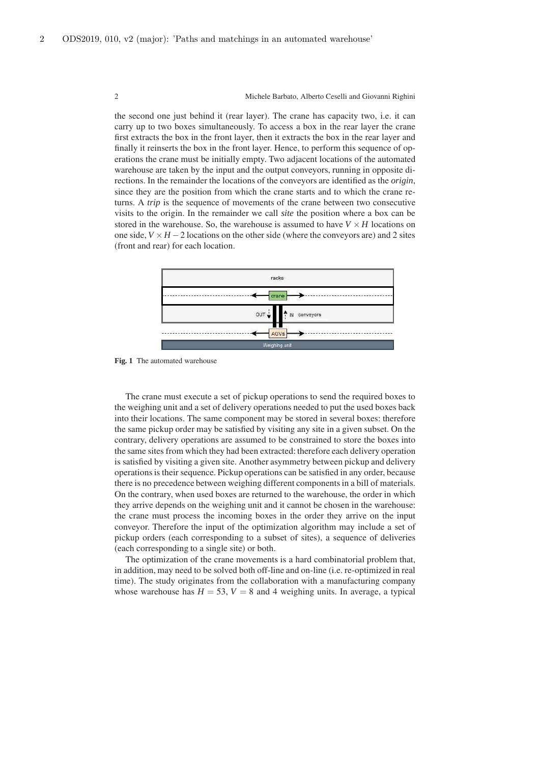the second one just behind it (rear layer). The crane has capacity two, i.e. it can carry up to two boxes simultaneously. To access a box in the rear layer the crane first extracts the box in the front layer, then it extracts the box in the rear layer and finally it reinserts the box in the front layer. Hence, to perform this sequence of operations the crane must be initially empty. Two adjacent locations of the automated warehouse are taken by the input and the output conveyors, running in opposite directions. In the remainder the locations of the conveyors are identified as the *origin*, since they are the position from which the crane starts and to which the crane returns. A *trip* is the sequence of movements of the crane between two consecutive visits to the origin. In the remainder we call *site* the position where a box can be stored in the warehouse. So, the warehouse is assumed to have $V \times H$ locations on one side, $V \times H - 2$ locations on the other side (where the conveyors are) and 2 sites (front and rear) for each location.

**Fig. 1** The automated warehouse

The crane must execute a set of pickup operations to send the required boxes to the weighing unit and a set of delivery operations needed to put the used boxes back into their locations. The same component may be stored in several boxes: therefore the same pickup order may be satisfied by visiting any site in a given subset. On the contrary, delivery operations are assumed to be constrained to store the boxes into the same sites from which they had been extracted: therefore each delivery operation is satisfied by visiting a given site. Another asymmetry between pickup and delivery operations is their sequence. Pickup operations can be satisfied in any order, because there is no precedence between weighing different components in a bill of materials. On the contrary, when used boxes are returned to the warehouse, the order in which they arrive depends on the weighing unit and it cannot be chosen in the warehouse: the crane must process the incoming boxes in the order they arrive on the input conveyor. Therefore the input of the optimization algorithm may include a set of pickup orders (each corresponding to a subset of sites), a sequence of deliveries (each corresponding to a single site) or both.

The optimization of the crane movements is a hard combinatorial problem that, in addition, may need to be solved both off-line and on-line (i.e. re-optimized in real time). The study originates from the collaboration with a manufacturing company whose warehouse has $H = 53$, $V = 8$ and 4 weighing units. In average, a typical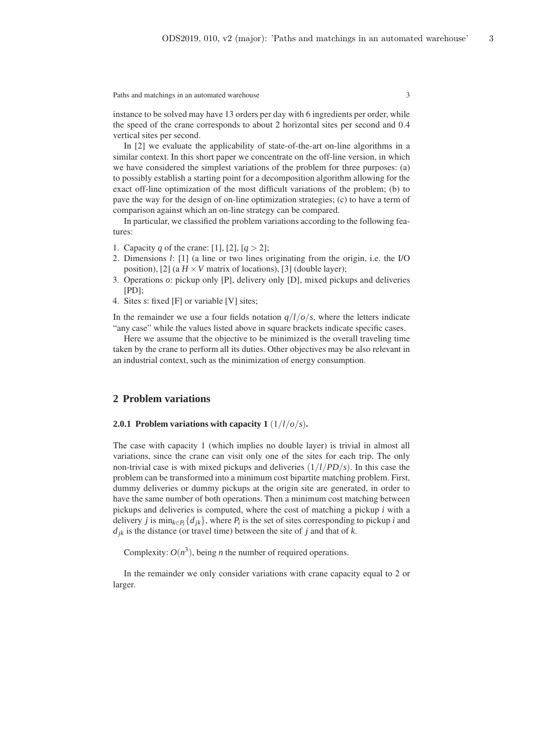instance to be solved may have 13 orders per day with 6 ingredients per order, while the speed of the crane corresponds to about 2 horizontal sites per second and 0.4 vertical sites per second.

In [2] we evaluate the applicability of state-of-the-art on-line algorithms in a similar context. In this short paper we concentrate on the off-line version, in which we have considered the simplest variations of the problem for three purposes: (a) to possibly establish a starting point for a decomposition algorithm allowing for the exact off-line optimization of the most difficult variations of the problem; (b) to pave the way for the design of on-line optimization strategies; (c) to have a term of comparison against which an on-line strategy can be compared.

In particular, we classified the problem variations according to the following features:

1. Capacity $q$ of the crane: [1], [2], [$q > 2$];
2. Dimensions $l$: [1] (a line or two lines originating from the origin, i.e. the I/O position), [2] (a $H \times V$ matrix of locations), [3] (double layer);
3. Operations $o$: pickup only [P], delivery only [D], mixed pickups and deliveries [PD];
4. Sites $s$: fixed [F] or variable [V] sites;

In the remainder we use a four fields notation $q/l/o/s$, where the letters indicate "any case" while the values listed above in square brackets indicate specific cases.

Here we assume that the objective to be minimized is the overall traveling time taken by the crane to perform all its duties. Other objectives may be also relevant in an industrial context, such as the minimization of energy consumption.

## 2 Problem variations

#### 2.0.1 Problem variations with capacity 1 $(1/l/o/s)$.

The case with capacity 1 (which implies no double layer) is trivial in almost all variations, since the crane can visit only one of the sites for each trip. The only non-trivial case is with mixed pickups and deliveries $(1/l/PD/s)$. In this case the problem can be transformed into a minimum cost bipartite matching problem. First, dummy deliveries or dummy pickups at the origin site are generated, in order to have the same number of both operations. Then a minimum cost matching between pickups and deliveries is computed, where the cost of matching a pickup $i$ with a delivery $j$ is $\min_{k \in P_i}\{d_{jk}\}$, where $P_i$ is the set of sites corresponding to pickup $i$ and $d_{jk}$ is the distance (or travel time) between the site of $j$ and that of $k$.

Complexity: $O(n^3)$, being $n$ the number of required operations.

In the remainder we only consider variations with crane capacity equal to 2 or larger.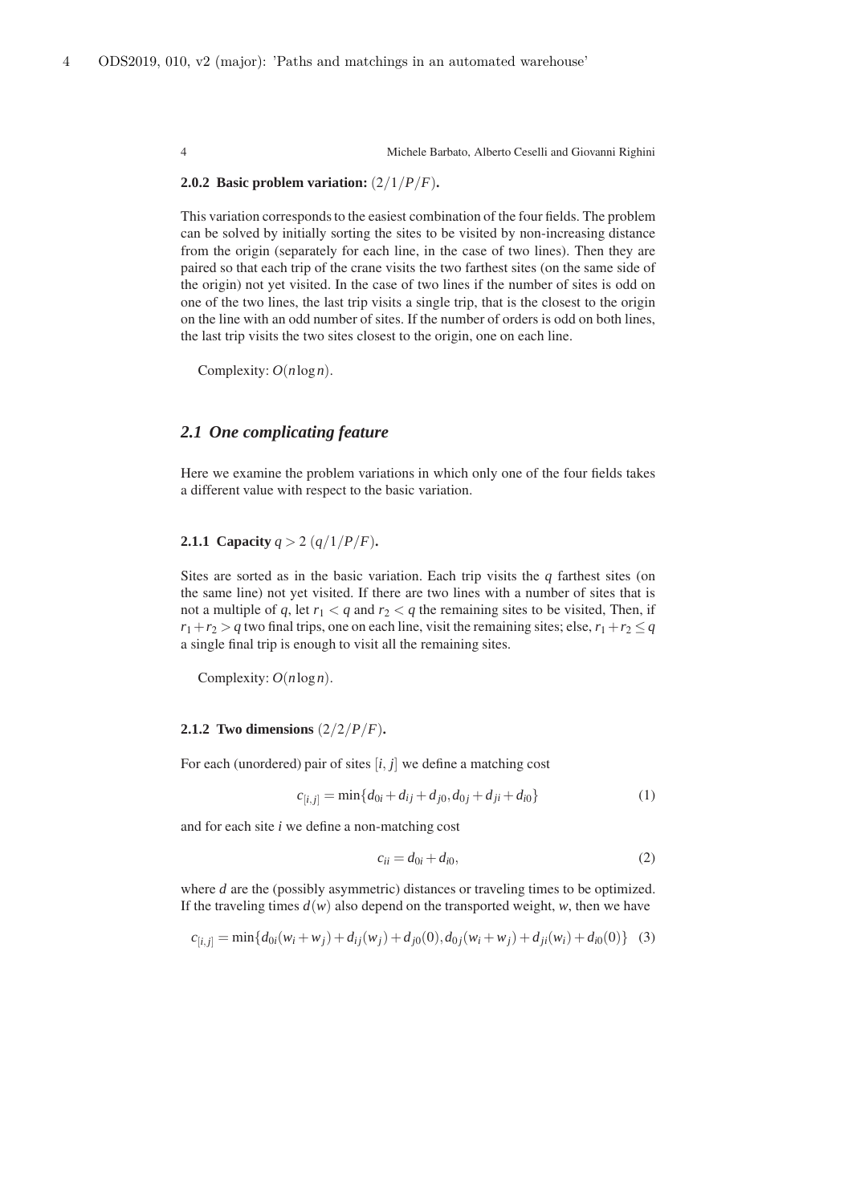#### 2.0.2 Basic problem variation: $(2/1/P/F)$.

This variation corresponds to the easiest combination of the four fields. The problem can be solved by initially sorting the sites to be visited by non-increasing distance from the origin (separately for each line, in the case of two lines). Then they are paired so that each trip of the crane visits the two farthest sites (on the same side of the origin) not yet visited. In the case of two lines if the number of sites is odd on one of the two lines, the last trip visits a single trip, that is the closest to the origin on the line with an odd number of sites. If the number of orders is odd on both lines, the last trip visits the two sites closest to the origin, one on each line.

Complexity: $O(n \log n)$.

### 2.1 One complicating feature

Here we examine the problem variations in which only one of the four fields takes a different value with respect to the basic variation.

#### 2.1.1 Capacity $q > 2$ $(q/1/P/F)$.

Sites are sorted as in the basic variation. Each trip visits the $q$ farthest sites (on the same line) not yet visited. If there are two lines with a number of sites that is not a multiple of $q$, let $r_1 < q$ and $r_2 < q$ the remaining sites to be visited, Then, if $r_1 + r_2 > q$ two final trips, one on each line, visit the remaining sites; else, $r_1 + r_2 \leq q$ a single final trip is enough to visit all the remaining sites.

Complexity: $O(n \log n)$.

#### 2.1.2 Two dimensions $(2/2/P/F)$.

For each (unordered) pair of sites $[i, j]$ we define a matching cost

$$c_{[i,j]} = \min\{d_{0i} + d_{ij} + d_{j0}, d_{0j} + d_{ji} + d_{i0}\} \tag{1}$$

and for each site $i$ we define a non-matching cost

$$c_{ii} = d_{0i} + d_{i0}, \tag{2}$$

where $d$ are the (possibly asymmetric) distances or traveling times to be optimized. If the traveling times $d(w)$ also depend on the transported weight, $w$, then we have

$$c_{[i,j]} = \min\{d_{0i}(w_i + w_j) + d_{ij}(w_j) + d_{j0}(0), d_{0j}(w_i + w_j) + d_{ji}(w_i) + d_{i0}(0)\} \tag{3}$$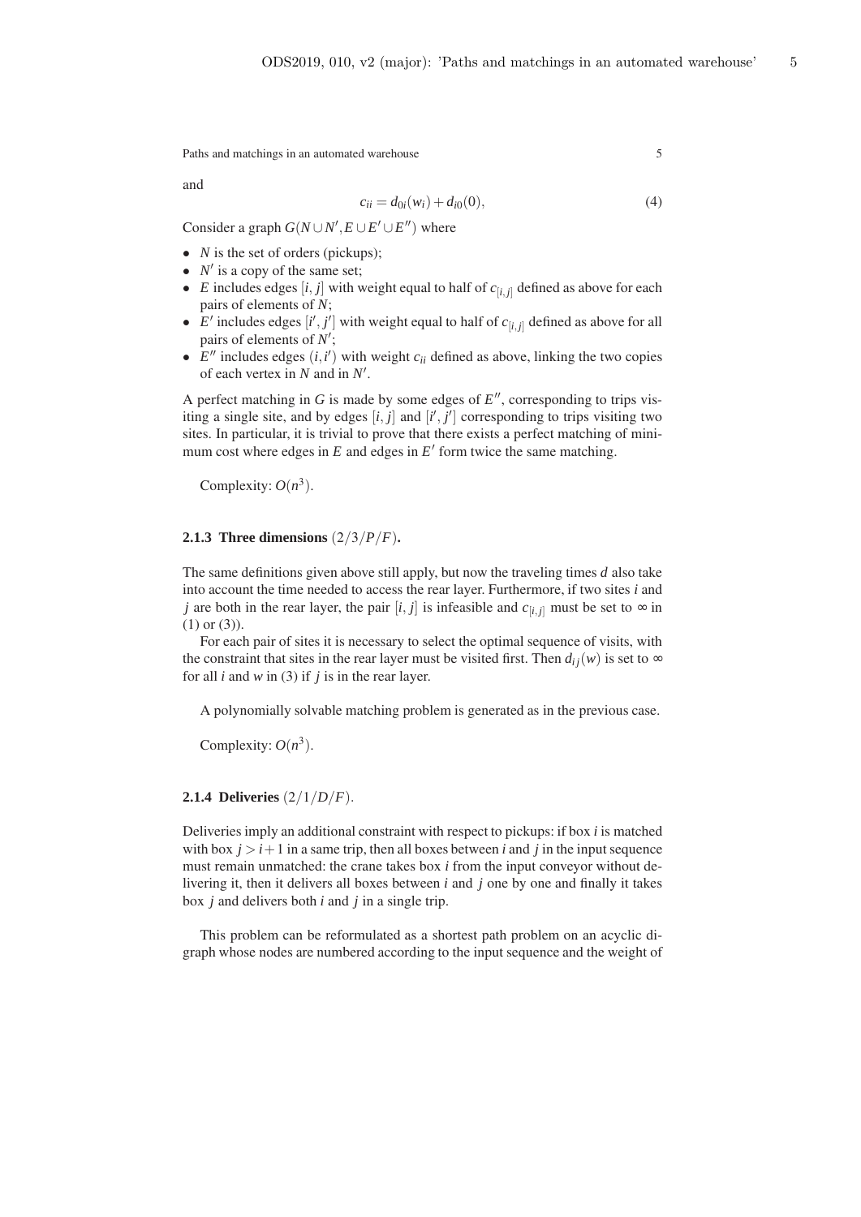and

$$c_{ii} = d_{0i}(w_i) + d_{i0}(0), \tag{4}$$

Consider a graph $G(N \cup N', E \cup E' \cup E'')$ where

- $N$ is the set of orders (pickups);
- $N'$ is a copy of the same set;
- $E$ includes edges $[i, j]$ with weight equal to half of $c_{[i,j]}$ defined as above for each pairs of elements of $N$;
- $E'$ includes edges $[i', j']$ with weight equal to half of $c_{[i,j]}$ defined as above for all pairs of elements of $N'$;
- $E''$ includes edges $(i, i')$ with weight $c_{ii}$ defined as above, linking the two copies of each vertex in $N$ and in $N'$.

A perfect matching in $G$ is made by some edges of $E''$, corresponding to trips visiting a single site, and by edges $[i, j]$ and $[i', j']$ corresponding to trips visiting two sites. In particular, it is trivial to prove that there exists a perfect matching of minimum cost where edges in $E$ and edges in $E'$ form twice the same matching.

Complexity: $O(n^3)$.

### 2.1.3 Three dimensions $(2/3/P/F)$.

The same definitions given above still apply, but now the traveling times $d$ also take into account the time needed to access the rear layer. Furthermore, if two sites $i$ and $j$ are both in the rear layer, the pair $[i, j]$ is infeasible and $c_{[i,j]}$ must be set to $\infty$ in (1) or (3)).

For each pair of sites it is necessary to select the optimal sequence of visits, with the constraint that sites in the rear layer must be visited first. Then $d_{ij}(w)$ is set to $\infty$ for all $i$ and $w$ in (3) if $j$ is in the rear layer.

A polynomially solvable matching problem is generated as in the previous case.

Complexity: $O(n^3)$.

### 2.1.4 Deliveries $(2/1/D/F)$.

Deliveries imply an additional constraint with respect to pickups: if box $i$ is matched with box $j > i+1$ in a same trip, then all boxes between $i$ and $j$ in the input sequence must remain unmatched: the crane takes box $i$ from the input conveyor without delivering it, then it delivers all boxes between $i$ and $j$ one by one and finally it takes box $j$ and delivers both $i$ and $j$ in a single trip.

This problem can be reformulated as a shortest path problem on an acyclic digraph whose nodes are numbered according to the input sequence and the weight of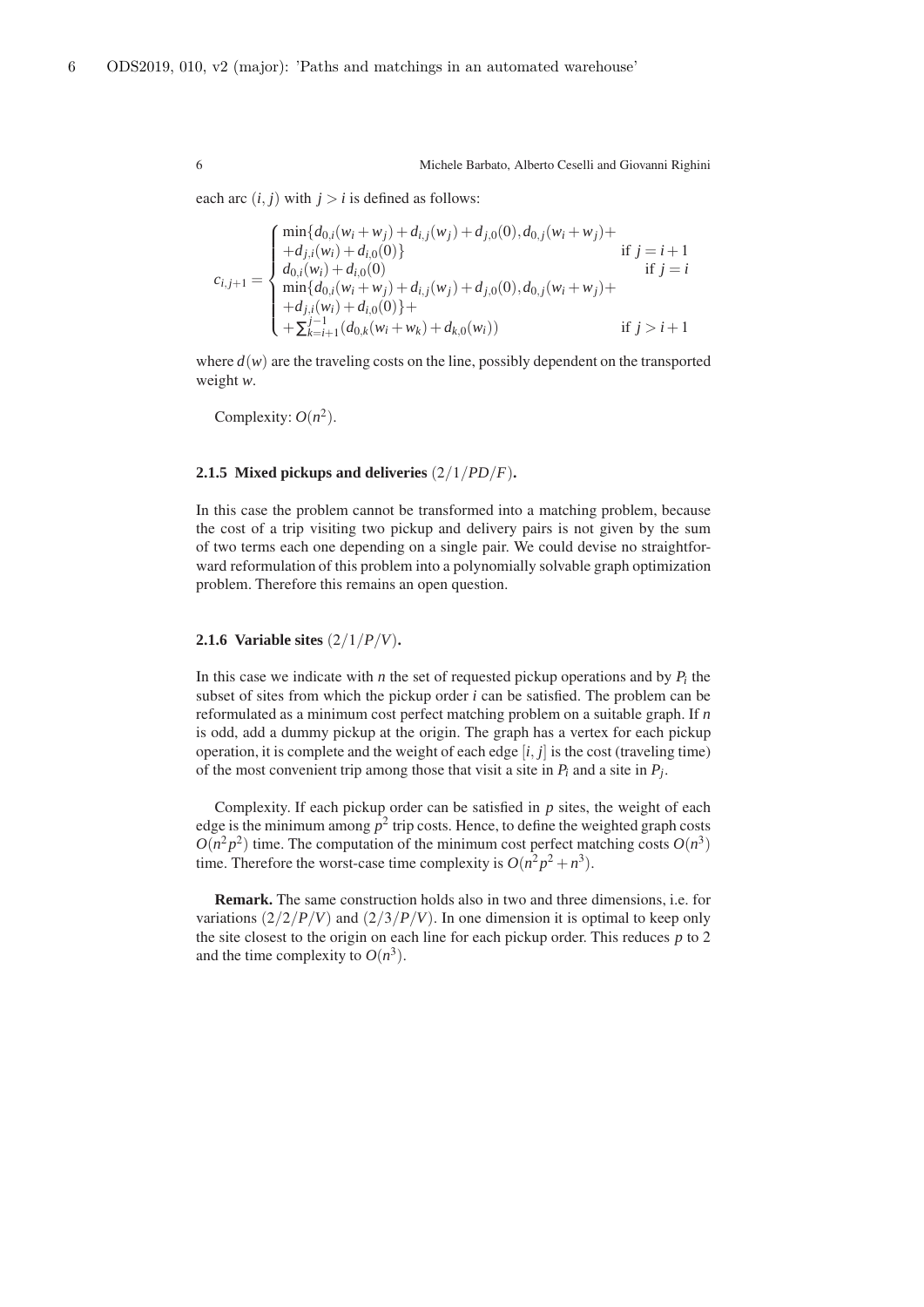each arc $(i, j)$ with $j > i$ is defined as follows:

$$
c_{i,j+1} = \begin{cases} \min\{d_{0,i}(w_i + w_j) + d_{i,j}(w_j) + d_{j,0}(0), d_{0,j}(w_i + w_j) + \\ + d_{j,i}(w_i) + d_{i,0}(0)\} & \text{if } j = i+1 \\ d_{0,i}(w_i) + d_{i,0}(0) & \text{if } j = i \\ \min\{d_{0,i}(w_i + w_j) + d_{i,j}(w_j) + d_{j,0}(0), d_{0,j}(w_i + w_j) + \\ + d_{j,i}(w_i) + d_{i,0}(0)\} + \\ + \sum_{k=i+1}^{j-1} (d_{0,k}(w_i + w_k) + d_{k,0}(w_i)) & \text{if } j > i+1 \end{cases}
$$

where $d(w)$ are the traveling costs on the line, possibly dependent on the transported weight $w$.

Complexity: $O(n^2)$.

### 2.1.5 Mixed pickups and deliveries $(2/1/PD/F)$.

In this case the problem cannot be transformed into a matching problem, because the cost of a trip visiting two pickup and delivery pairs is not given by the sum of two terms each one depending on a single pair. We could devise no straightforward reformulation of this problem into a polynomially solvable graph optimization problem. Therefore this remains an open question.

### 2.1.6 Variable sites $(2/1/P/V)$.

In this case we indicate with $n$ the set of requested pickup operations and by $P_i$ the subset of sites from which the pickup order $i$ can be satisfied. The problem can be reformulated as a minimum cost perfect matching problem on a suitable graph. If $n$ is odd, add a dummy pickup at the origin. The graph has a vertex for each pickup operation, it is complete and the weight of each edge $[i, j]$ is the cost (traveling time) of the most convenient trip among those that visit a site in $P_i$ and a site in $P_j$.

Complexity. If each pickup order can be satisfied in $p$ sites, the weight of each edge is the minimum among $p^2$ trip costs. Hence, to define the weighted graph costs $O(n^2 p^2)$ time. The computation of the minimum cost perfect matching costs $O(n^3)$ time. Therefore the worst-case time complexity is $O(n^2 p^2 + n^3)$.

**Remark.** The same construction holds also in two and three dimensions, i.e. for variations $(2/2/P/V)$ and $(2/3/P/V)$. In one dimension it is optimal to keep only the site closest to the origin on each line for each pickup order. This reduces $p$ to 2 and the time complexity to $O(n^3)$.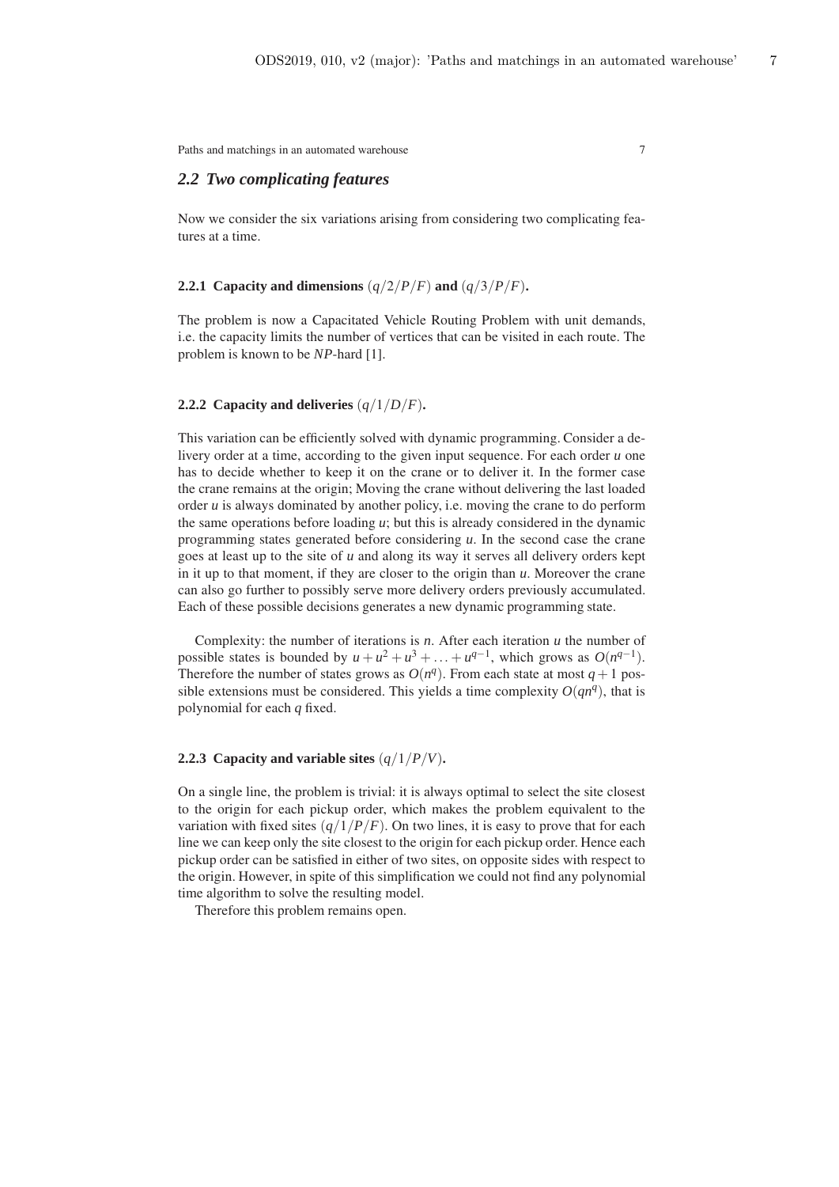## 2.2 Two complicating features

Now we consider the six variations arising from considering two complicating features at a time.

### 2.2.1 Capacity and dimensions $(q/2/P/F)$ and $(q/3/P/F)$.

The problem is now a Capacitated Vehicle Routing Problem with unit demands, i.e. the capacity limits the number of vertices that can be visited in each route. The problem is known to be *NP*-hard [1].

### 2.2.2 Capacity and deliveries $(q/1/D/F)$.

This variation can be efficiently solved with dynamic programming. Consider a delivery order at a time, according to the given input sequence. For each order $u$ one has to decide whether to keep it on the crane or to deliver it. In the former case the crane remains at the origin; Moving the crane without delivering the last loaded order $u$ is always dominated by another policy, i.e. moving the crane to do perform the same operations before loading $u$; but this is already considered in the dynamic programming states generated before considering $u$. In the second case the crane goes at least up to the site of $u$ and along its way it serves all delivery orders kept in it up to that moment, if they are closer to the origin than $u$. Moreover the crane can also go further to possibly serve more delivery orders previously accumulated. Each of these possible decisions generates a new dynamic programming state.

Complexity: the number of iterations is $n$. After each iteration $u$ the number of possible states is bounded by $u + u^2 + u^3 + \ldots + u^{q-1}$, which grows as $O(n^{q-1})$. Therefore the number of states grows as $O(n^q)$. From each state at most $q+1$ possible extensions must be considered. This yields a time complexity $O(qn^q)$, that is polynomial for each $q$ fixed.

### 2.2.3 Capacity and variable sites $(q/1/P/V)$.

On a single line, the problem is trivial: it is always optimal to select the site closest to the origin for each pickup order, which makes the problem equivalent to the variation with fixed sites $(q/1/P/F)$. On two lines, it is easy to prove that for each line we can keep only the site closest to the origin for each pickup order. Hence each pickup order can be satisfied in either of two sites, on opposite sides with respect to the origin. However, in spite of this simplification we could not find any polynomial time algorithm to solve the resulting model.

Therefore this problem remains open.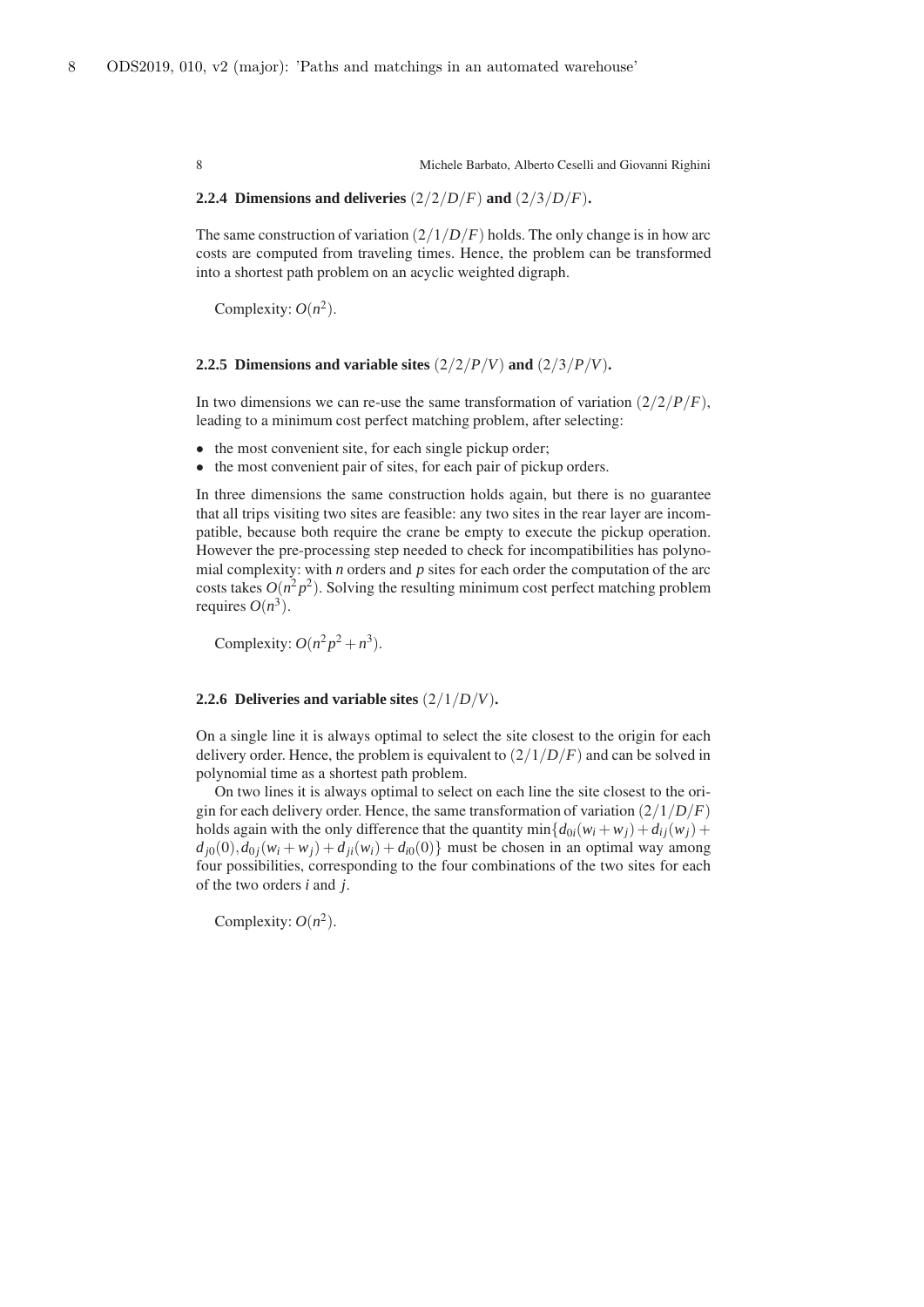### 2.2.4 Dimensions and deliveries $(2/2/D/F)$ and $(2/3/D/F)$.

The same construction of variation $(2/1/D/F)$ holds. The only change is in how arc costs are computed from traveling times. Hence, the problem can be transformed into a shortest path problem on an acyclic weighted digraph.

Complexity: $O(n^2)$.

### 2.2.5 Dimensions and variable sites $(2/2/P/V)$ and $(2/3/P/V)$.

In two dimensions we can re-use the same transformation of variation $(2/2/P/F)$, leading to a minimum cost perfect matching problem, after selecting:

- the most convenient site, for each single pickup order;
- the most convenient pair of sites, for each pair of pickup orders.

In three dimensions the same construction holds again, but there is no guarantee that all trips visiting two sites are feasible: any two sites in the rear layer are incompatible, because both require the crane be empty to execute the pickup operation. However the pre-processing step needed to check for incompatibilities has polynomial complexity: with $n$ orders and $p$ sites for each order the computation of the arc costs takes $O(n^2p^2)$. Solving the resulting minimum cost perfect matching problem requires $O(n^3)$.

Complexity: $O(n^2p^2 + n^3)$.

### 2.2.6 Deliveries and variable sites $(2/1/D/V)$.

On a single line it is always optimal to select the site closest to the origin for each delivery order. Hence, the problem is equivalent to $(2/1/D/F)$ and can be solved in polynomial time as a shortest path problem.

On two lines it is always optimal to select on each line the site closest to the origin for each delivery order. Hence, the same transformation of variation $(2/1/D/F)$ holds again with the only difference that the quantity $\min\{d_{0i}(w_i + w_j) + d_{ij}(w_j) + d_{j0}(0), d_{0j}(w_i + w_j) + d_{ji}(w_i) + d_{i0}(0)\}$ must be chosen in an optimal way among four possibilities, corresponding to the four combinations of the two sites for each of the two orders $i$ and $j$.

Complexity: $O(n^2)$.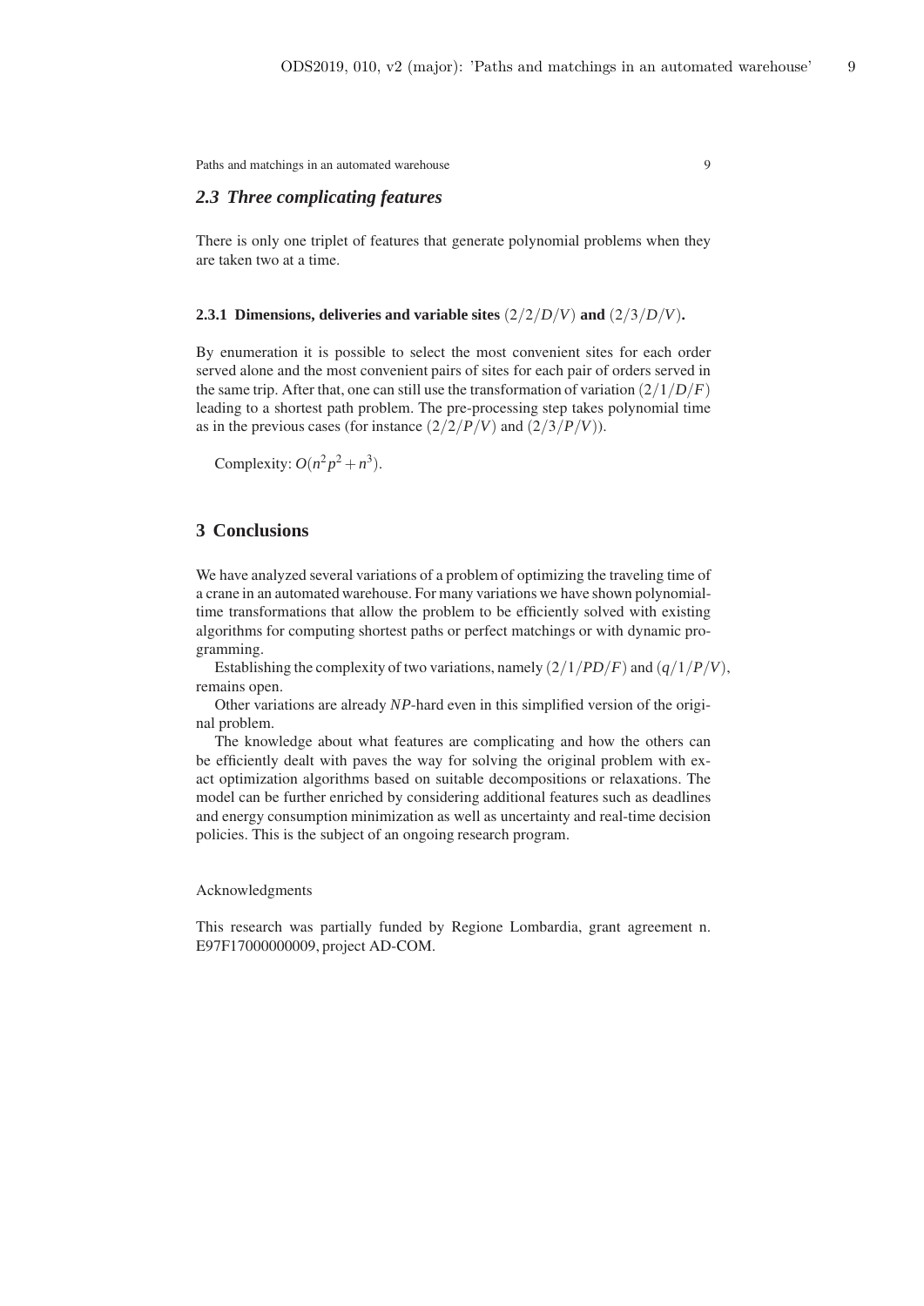### 2.3 Three complicating features

There is only one triplet of features that generate polynomial problems when they are taken two at a time.

#### 2.3.1 Dimensions, deliveries and variable sites $(2/2/D/V)$ and $(2/3/D/V)$.

By enumeration it is possible to select the most convenient sites for each order served alone and the most convenient pairs of sites for each pair of orders served in the same trip. After that, one can still use the transformation of variation $(2/1/D/F)$ leading to a shortest path problem. The pre-processing step takes polynomial time as in the previous cases (for instance $(2/2/P/V)$ and $(2/3/P/V)$).

Complexity: $O(n^2p^2 + n^3)$.

## 3 Conclusions

We have analyzed several variations of a problem of optimizing the traveling time of a crane in an automated warehouse. For many variations we have shown polynomial-time transformations that allow the problem to be efficiently solved with existing algorithms for computing shortest paths or perfect matchings or with dynamic programming.

Establishing the complexity of two variations, namely $(2/1/PD/F)$ and $(q/1/P/V)$, remains open.

Other variations are already *NP*-hard even in this simplified version of the original problem.

The knowledge about what features are complicating and how the others can be efficiently dealt with paves the way for solving the original problem with exact optimization algorithms based on suitable decompositions or relaxations. The model can be further enriched by considering additional features such as deadlines and energy consumption minimization as well as uncertainty and real-time decision policies. This is the subject of an ongoing research program.

Acknowledgments

This research was partially funded by Regione Lombardia, grant agreement n. E97F17000000009, project AD-COM.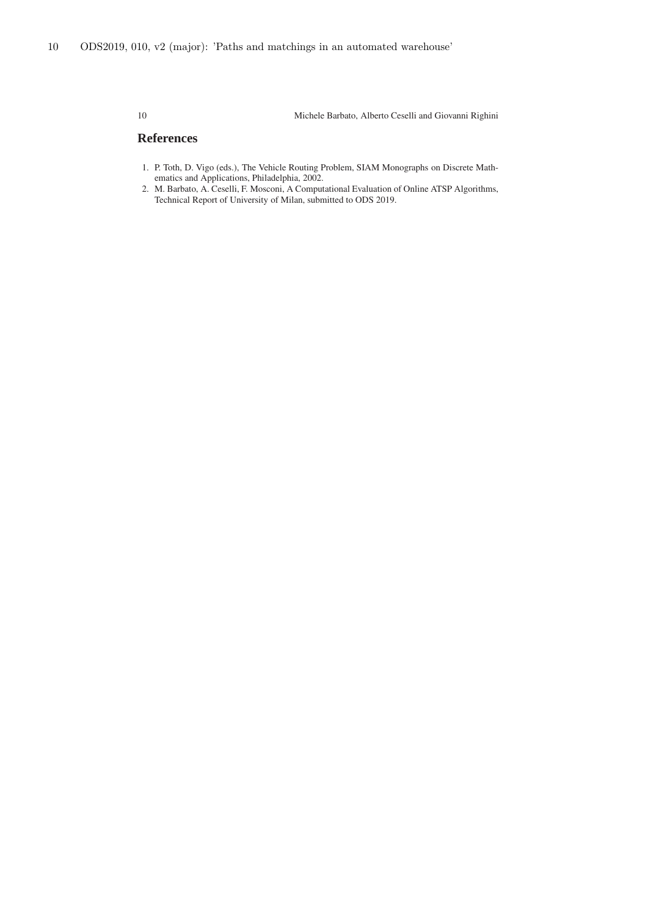## References

1. P. Toth, D. Vigo (eds.), The Vehicle Routing Problem, SIAM Monographs on Discrete Mathematics and Applications, Philadelphia, 2002.
2. M. Barbato, A. Ceselli, F. Mosconi, A Computational Evaluation of Online ATSP Algorithms, Technical Report of University of Milan, submitted to ODS 2019.